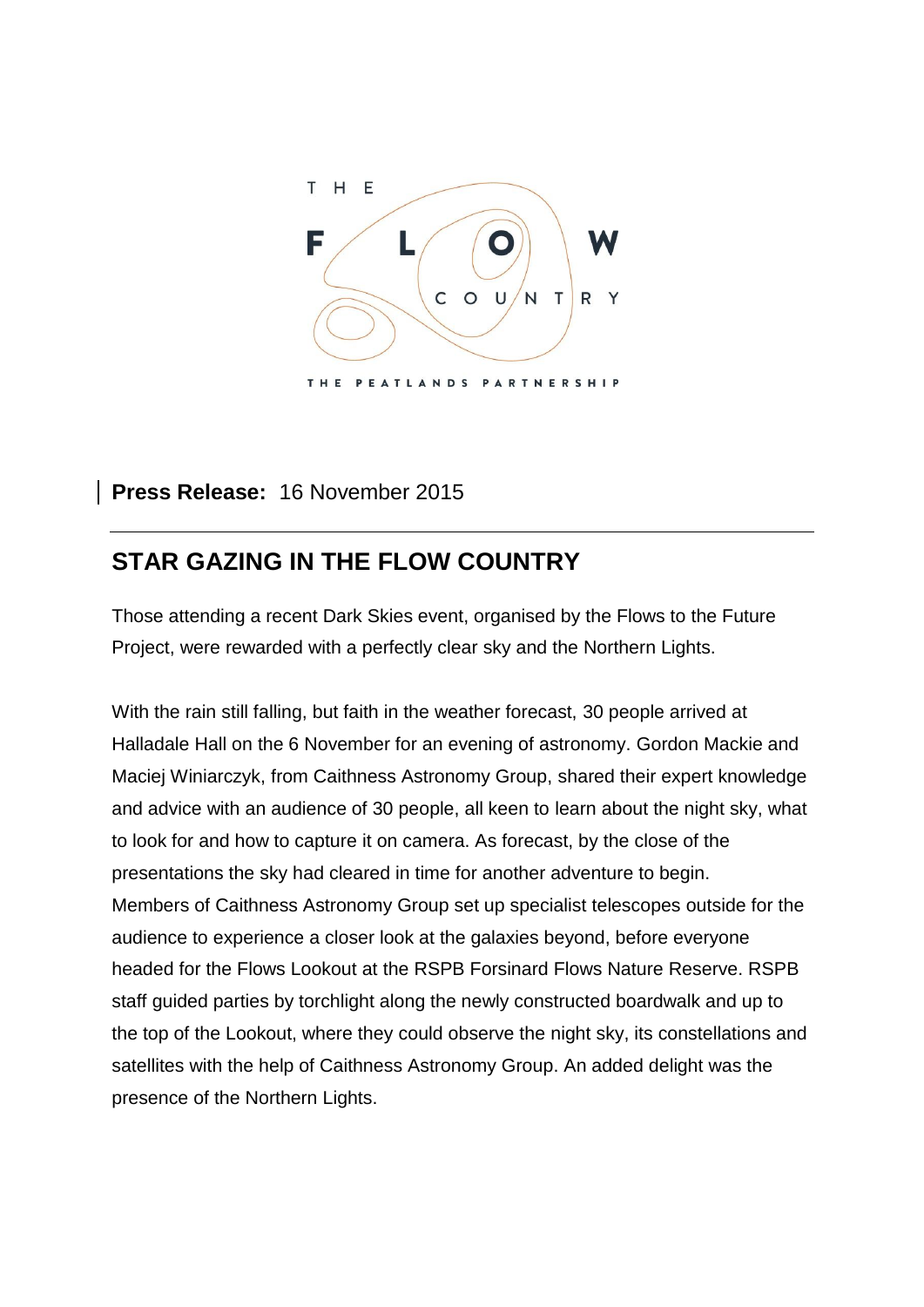THE FLOW COUNTRY

THE PEATLANDS PARTNERSHIP

**Press Release:** 16 November 2015

---

## STAR GAZING IN THE FLOW COUNTRY

Those attending a recent Dark Skies event, organised by the Flows to the Future Project, were rewarded with a perfectly clear sky and the Northern Lights.

With the rain still falling, but faith in the weather forecast, 30 people arrived at Halladale Hall on the 6 November for an evening of astronomy. Gordon Mackie and Maciej Winiarczyk, from Caithness Astronomy Group, shared their expert knowledge and advice with an audience of 30 people, all keen to learn about the night sky, what to look for and how to capture it on camera. As forecast, by the close of the presentations the sky had cleared in time for another adventure to begin. Members of Caithness Astronomy Group set up specialist telescopes outside for the audience to experience a closer look at the galaxies beyond, before everyone headed for the Flows Lookout at the RSPB Forsinard Flows Nature Reserve. RSPB staff guided parties by torchlight along the newly constructed boardwalk and up to the top of the Lookout, where they could observe the night sky, its constellations and satellites with the help of Caithness Astronomy Group. An added delight was the presence of the Northern Lights.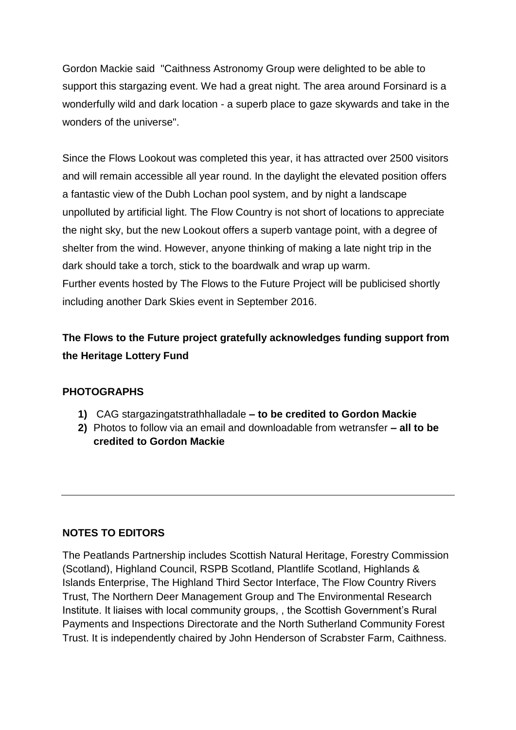Gordon Mackie said "Caithness Astronomy Group were delighted to be able to support this stargazing event. We had a great night. The area around Forsinard is a wonderfully wild and dark location - a superb place to gaze skywards and take in the wonders of the universe".

Since the Flows Lookout was completed this year, it has attracted over 2500 visitors and will remain accessible all year round. In the daylight the elevated position offers a fantastic view of the Dubh Lochan pool system, and by night a landscape unpolluted by artificial light. The Flow Country is not short of locations to appreciate the night sky, but the new Lookout offers a superb vantage point, with a degree of shelter from the wind. However, anyone thinking of making a late night trip in the dark should take a torch, stick to the boardwalk and wrap up warm.
Further events hosted by The Flows to the Future Project will be publicised shortly including another Dark Skies event in September 2016.

**The Flows to the Future project gratefully acknowledges funding support from the Heritage Lottery Fund**

**PHOTOGRAPHS**

1) CAG stargazingatstrathhalladale **– to be credited to Gordon Mackie**
2) Photos to follow via an email and downloadable from wetransfer **– all to be credited to Gordon Mackie**

---

**NOTES TO EDITORS**

The Peatlands Partnership includes Scottish Natural Heritage, Forestry Commission (Scotland), Highland Council, RSPB Scotland, Plantlife Scotland, Highlands & Islands Enterprise, The Highland Third Sector Interface, The Flow Country Rivers Trust, The Northern Deer Management Group and The Environmental Research Institute. It liaises with local community groups, , the Scottish Government's Rural Payments and Inspections Directorate and the North Sutherland Community Forest Trust. It is independently chaired by John Henderson of Scrabster Farm, Caithness.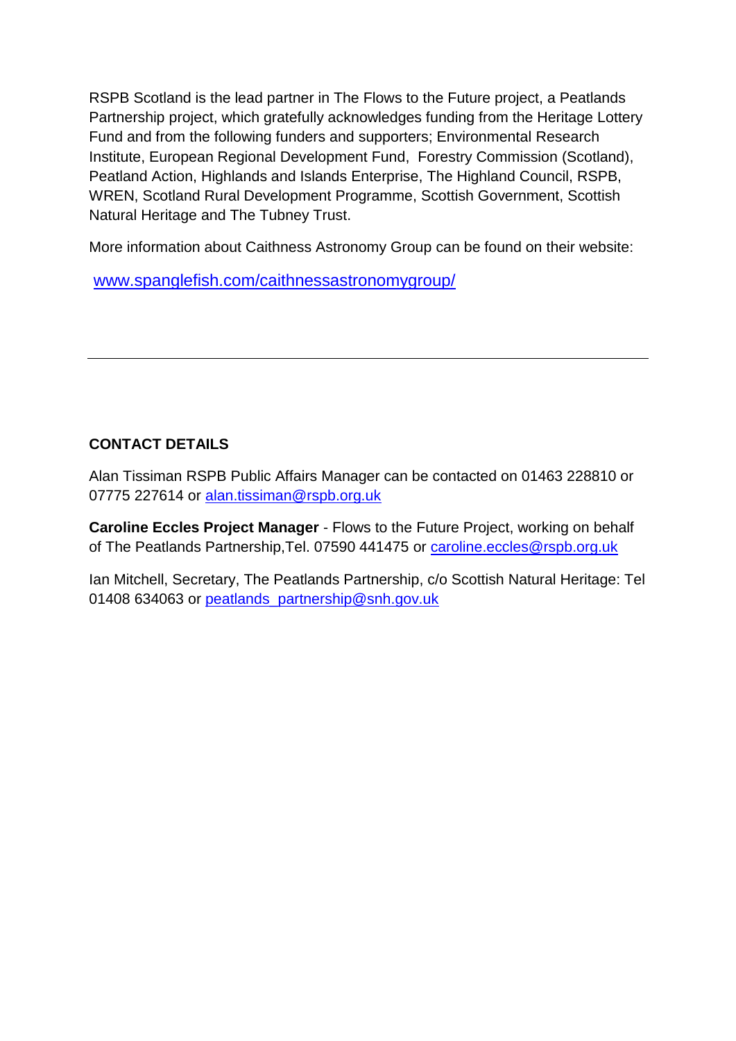RSPB Scotland is the lead partner in The Flows to the Future project, a Peatlands Partnership project, which gratefully acknowledges funding from the Heritage Lottery Fund and from the following funders and supporters; Environmental Research Institute, European Regional Development Fund, Forestry Commission (Scotland), Peatland Action, Highlands and Islands Enterprise, The Highland Council, RSPB, WREN, Scotland Rural Development Programme, Scottish Government, Scottish Natural Heritage and The Tubney Trust.

More information about Caithness Astronomy Group can be found on their website:

www.spanglefish.com/caithnessastronomygroup/

---

**CONTACT DETAILS**

Alan Tissiman RSPB Public Affairs Manager can be contacted on 01463 228810 or 07775 227614 or alan.tissiman@rspb.org.uk

**Caroline Eccles Project Manager** - Flows to the Future Project, working on behalf of The Peatlands Partnership,Tel. 07590 441475 or caroline.eccles@rspb.org.uk

Ian Mitchell, Secretary, The Peatlands Partnership, c/o Scottish Natural Heritage: Tel 01408 634063 or peatlands_partnership@snh.gov.uk